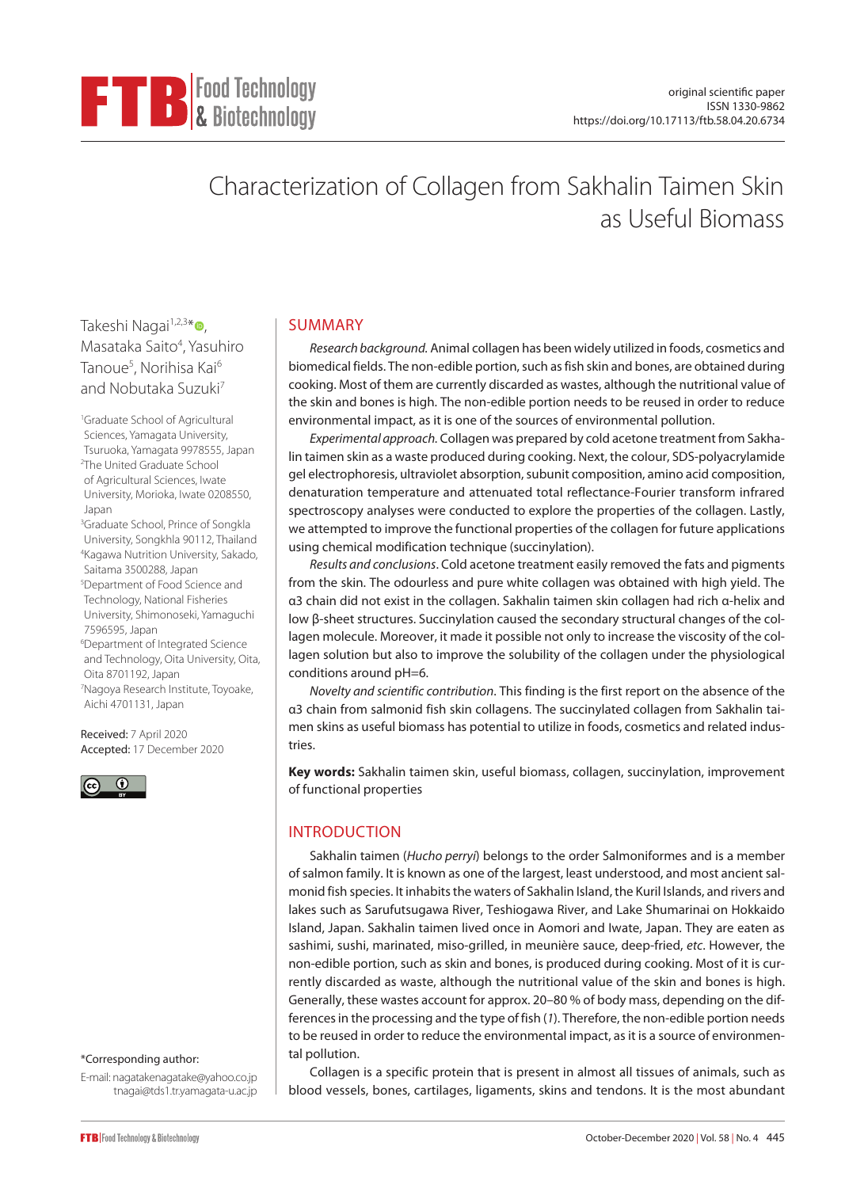original scientific paper
ISSN 1330-9862
https://doi.org/10.17113/ftb.58.04.20.6734

# Characterization of Collagen from Sakhalin Taimen Skin as Useful Biomass

Takeshi Nagai[1,2,3]*, Masataka Saito[4], Yasuhiro Tanoue[5], Norihisa Kai[6] and Nobutaka Suzuki[7]

[1]Graduate School of Agricultural Sciences, Yamagata University, Tsuruoka, Yamagata 9978555, Japan
[2]The United Graduate School of Agricultural Sciences, Iwate University, Morioka, Iwate 0208550, Japan
[3]Graduate School, Prince of Songkla University, Songkhla 90112, Thailand
[4]Kagawa Nutrition University, Sakado, Saitama 3500288, Japan
[5]Department of Food Science and Technology, National Fisheries University, Shimonoseki, Yamaguchi 7596595, Japan
[6]Department of Integrated Science and Technology, Oita University, Oita, Oita 8701192, Japan
[7]Nagoya Research Institute, Toyoake, Aichi 4701131, Japan

Received: 7 April 2020
Accepted: 17 December 2020

*Corresponding author:
E-mail: nagatakenagatake@yahoo.co.jp
tnagai@tds1.tr.yamagata-u.ac.jp

## SUMMARY

*Research background.* Animal collagen has been widely utilized in foods, cosmetics and biomedical fields. The non-edible portion, such as fish skin and bones, are obtained during cooking. Most of them are currently discarded as wastes, although the nutritional value of the skin and bones is high. The non-edible portion needs to be reused in order to reduce environmental impact, as it is one of the sources of environmental pollution.

*Experimental approach.* Collagen was prepared by cold acetone treatment from Sakhalin taimen skin as a waste produced during cooking. Next, the colour, SDS-polyacrylamide gel electrophoresis, ultraviolet absorption, subunit composition, amino acid composition, denaturation temperature and attenuated total reflectance-Fourier transform infrared spectroscopy analyses were conducted to explore the properties of the collagen. Lastly, we attempted to improve the functional properties of the collagen for future applications using chemical modification technique (succinylation).

*Results and conclusions*. Cold acetone treatment easily removed the fats and pigments from the skin. The odourless and pure white collagen was obtained with high yield. The α3 chain did not exist in the collagen. Sakhalin taimen skin collagen had rich α-helix and low β-sheet structures. Succinylation caused the secondary structural changes of the collagen molecule. Moreover, it made it possible not only to increase the viscosity of the collagen solution but also to improve the solubility of the collagen under the physiological conditions around pH=6.

*Novelty and scientific contribution*. This finding is the first report on the absence of the α3 chain from salmonid fish skin collagens. The succinylated collagen from Sakhalin taimen skins as useful biomass has potential to utilize in foods, cosmetics and related industries.

**Key words:** Sakhalin taimen skin, useful biomass, collagen, succinylation, improvement of functional properties

## INTRODUCTION

Sakhalin taimen (*Hucho perryi*) belongs to the order Salmoniformes and is a member of salmon family. It is known as one of the largest, least understood, and most ancient salmonid fish species. It inhabits the waters of Sakhalin Island, the Kuril Islands, and rivers and lakes such as Sarufutsugawa River, Teshiogawa River, and Lake Shumarinai on Hokkaido Island, Japan. Sakhalin taimen lived once in Aomori and Iwate, Japan. They are eaten as sashimi, sushi, marinated, miso-grilled, in meunière sauce, deep-fried, *etc*. However, the non-edible portion, such as skin and bones, is produced during cooking. Most of it is currently discarded as waste, although the nutritional value of the skin and bones is high. Generally, these wastes account for approx. 20–80 % of body mass, depending on the differences in the processing and the type of fish (*1*). Therefore, the non-edible portion needs to be reused in order to reduce the environmental impact, as it is a source of environmental pollution.

Collagen is a specific protein that is present in almost all tissues of animals, such as blood vessels, bones, cartilages, ligaments, skins and tendons. It is the most abundant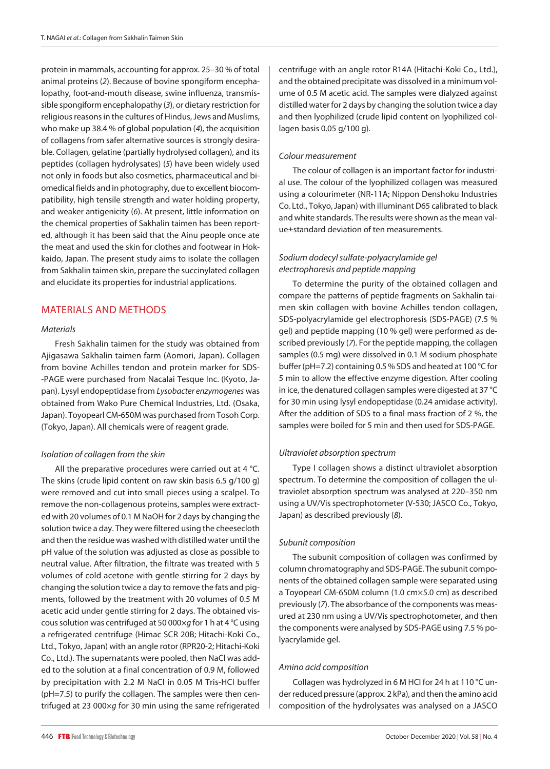protein in mammals, accounting for approx. 25–30 % of total animal proteins (*2*). Because of bovine spongiform encephalopathy, foot-and-mouth disease, swine influenza, transmissible spongiform encephalopathy (*3*), or dietary restriction for religious reasons in the cultures of Hindus, Jews and Muslims, who make up 38.4 % of global population (*4*), the acquisition of collagens from safer alternative sources is strongly desirable. Collagen, gelatine (partially hydrolysed collagen), and its peptides (collagen hydrolysates) (*5*) have been widely used not only in foods but also cosmetics, pharmaceutical and biomedical fields and in photography, due to excellent biocompatibility, high tensile strength and water holding property, and weaker antigenicity (*6*). At present, little information on the chemical properties of Sakhalin taimen has been reported, although it has been said that the Ainu people once ate the meat and used the skin for clothes and footwear in Hokkaido, Japan. The present study aims to isolate the collagen from Sakhalin taimen skin, prepare the succinylated collagen and elucidate its properties for industrial applications.

## MATERIALS AND METHODS

### *Materials*

Fresh Sakhalin taimen for the study was obtained from Ajigasawa Sakhalin taimen farm (Aomori, Japan). Collagen from bovine Achilles tendon and protein marker for SDS-PAGE were purchased from Nacalai Tesque Inc. (Kyoto, Japan). Lysyl endopeptidase from *Lysobacter enzymogenes* was obtained from Wako Pure Chemical Industries, Ltd. (Osaka, Japan). Toyopearl CM-650M was purchased from Tosoh Corp. (Tokyo, Japan). All chemicals were of reagent grade.

### *Isolation of collagen from the skin*

All the preparative procedures were carried out at 4 °C. The skins (crude lipid content on raw skin basis 6.5 g/100 g) were removed and cut into small pieces using a scalpel. To remove the non-collagenous proteins, samples were extracted with 20 volumes of 0.1 M NaOH for 2 days by changing the solution twice a day. They were filtered using the cheesecloth and then the residue was washed with distilled water until the pH value of the solution was adjusted as close as possible to neutral value. After filtration, the filtrate was treated with 5 volumes of cold acetone with gentle stirring for 2 days by changing the solution twice a day to remove the fats and pigments, followed by the treatment with 20 volumes of 0.5 M acetic acid under gentle stirring for 2 days. The obtained viscous solution was centrifuged at 50 000×*g* for 1 h at 4 °C using a refrigerated centrifuge (Himac SCR 20B; Hitachi-Koki Co., Ltd., Tokyo, Japan) with an angle rotor (RPR20-2; Hitachi-Koki Co., Ltd.). The supernatants were pooled, then NaCl was added to the solution at a final concentration of 0.9 M, followed by precipitation with 2.2 M NaCl in 0.05 M Tris-HCl buffer (pH=7.5) to purify the collagen. The samples were then centrifuged at 23 000×*g* for 30 min using the same refrigerated centrifuge with an angle rotor R14A (Hitachi-Koki Co., Ltd.), and the obtained precipitate was dissolved in a minimum volume of 0.5 M acetic acid. The samples were dialyzed against distilled water for 2 days by changing the solution twice a day and then lyophilized (crude lipid content on lyophilized collagen basis 0.05 g/100 g).

### *Colour measurement*

The colour of collagen is an important factor for industrial use. The colour of the lyophilized collagen was measured using a colourimeter (NR-11A; Nippon Denshoku Industries Co. Ltd., Tokyo, Japan) with illuminant D65 calibrated to black and white standards. The results were shown as the mean value±standard deviation of ten measurements.

### *Sodium dodecyl sulfate-polyacrylamide gel electrophoresis and peptide mapping*

To determine the purity of the obtained collagen and compare the patterns of peptide fragments on Sakhalin taimen skin collagen with bovine Achilles tendon collagen, SDS-polyacrylamide gel electrophoresis (SDS-PAGE) (7.5 % gel) and peptide mapping (10 % gel) were performed as described previously (*7*). For the peptide mapping, the collagen samples (0.5 mg) were dissolved in 0.1 M sodium phosphate buffer (pH=7.2) containing 0.5 % SDS and heated at 100 °C for 5 min to allow the effective enzyme digestion. After cooling in ice, the denatured collagen samples were digested at 37 °C for 30 min using lysyl endopeptidase (0.24 amidase activity). After the addition of SDS to a final mass fraction of 2 %, the samples were boiled for 5 min and then used for SDS-PAGE.

### *Ultraviolet absorption spectrum*

Type I collagen shows a distinct ultraviolet absorption spectrum. To determine the composition of collagen the ultraviolet absorption spectrum was analysed at 220–350 nm using a UV/Vis spectrophotometer (V-530; JASCO Co., Tokyo, Japan) as described previously (*8*).

### *Subunit composition*

The subunit composition of collagen was confirmed by column chromatography and SDS-PAGE. The subunit components of the obtained collagen sample were separated using a Toyopearl CM-650M column (1.0 cm×5.0 cm) as described previously (*7*). The absorbance of the components was measured at 230 nm using a UV/Vis spectrophotometer, and then the components were analysed by SDS-PAGE using 7.5 % polyacrylamide gel.

### *Amino acid composition*

Collagen was hydrolyzed in 6 M HCl for 24 h at 110 °C under reduced pressure (approx. 2 kPa), and then the amino acid composition of the hydrolysates was analysed on a JASCO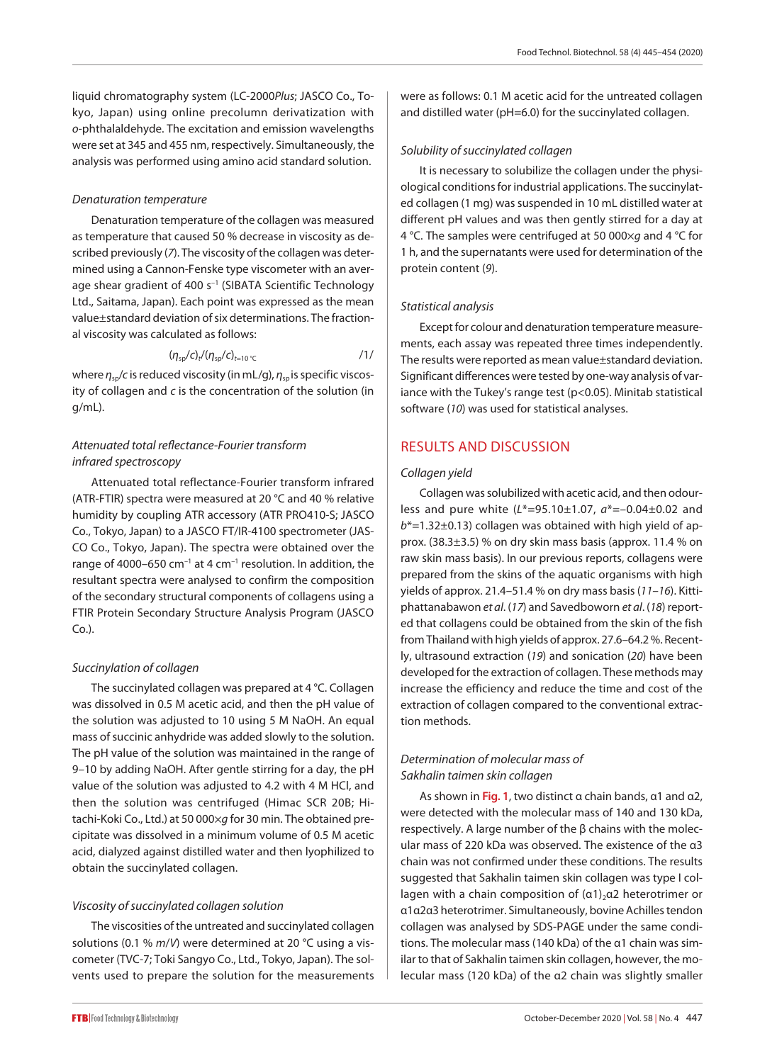liquid chromatography system (LC-2000*Plus*; JASCO Co., Tokyo, Japan) using online precolumn derivatization with *o*-phthalaldehyde. The excitation and emission wavelengths were set at 345 and 455 nm, respectively. Simultaneously, the analysis was performed using amino acid standard solution.

### *Denaturation temperature*

Denaturation temperature of the collagen was measured as temperature that caused 50 % decrease in viscosity as described previously (*7*). The viscosity of the collagen was determined using a Cannon-Fenske type viscometer with an average shear gradient of 400 s$^{-1}$ (SIBATA Scientific Technology Ltd., Saitama, Japan). Each point was expressed as the mean value±standard deviation of six determinations. The fractional viscosity was calculated as follows:

$$(\eta_{sp}/c)_t/(\eta_{sp}/c)_{t=10\,°C} \qquad /1/$$

where $\eta_{sp}/c$ is reduced viscosity (in mL/g), $\eta_{sp}$ is specific viscosity of collagen and *c* is the concentration of the solution (in g/mL).

### *Attenuated total reflectance-Fourier transform infrared spectroscopy*

Attenuated total reflectance-Fourier transform infrared (ATR-FTIR) spectra were measured at 20 °C and 40 % relative humidity by coupling ATR accessory (ATR PRO410-S; JASCO Co., Tokyo, Japan) to a JASCO FT/IR-4100 spectrometer (JASCO Co., Tokyo, Japan). The spectra were obtained over the range of 4000–650 cm$^{-1}$ at 4 cm$^{-1}$ resolution. In addition, the resultant spectra were analysed to confirm the composition of the secondary structural components of collagens using a FTIR Protein Secondary Structure Analysis Program (JASCO Co.).

### *Succinylation of collagen*

The succinylated collagen was prepared at 4 °C. Collagen was dissolved in 0.5 M acetic acid, and then the pH value of the solution was adjusted to 10 using 5 M NaOH. An equal mass of succinic anhydride was added slowly to the solution. The pH value of the solution was maintained in the range of 9–10 by adding NaOH. After gentle stirring for a day, the pH value of the solution was adjusted to 4.2 with 4 M HCl, and then the solution was centrifuged (Himac SCR 20B; Hitachi-Koki Co., Ltd.) at 50 000×*g* for 30 min. The obtained precipitate was dissolved in a minimum volume of 0.5 M acetic acid, dialyzed against distilled water and then lyophilized to obtain the succinylated collagen.

### *Viscosity of succinylated collagen solution*

The viscosities of the untreated and succinylated collagen solutions (0.1 % *m*/*V*) were determined at 20 °C using a viscometer (TVC-7; Toki Sangyo Co., Ltd., Tokyo, Japan). The solvents used to prepare the solution for the measurements were as follows: 0.1 M acetic acid for the untreated collagen and distilled water (pH=6.0) for the succinylated collagen.

### *Solubility of succinylated collagen*

It is necessary to solubilize the collagen under the physiological conditions for industrial applications. The succinylated collagen (1 mg) was suspended in 10 mL distilled water at different pH values and was then gently stirred for a day at 4 °C. The samples were centrifuged at 50 000×*g* and 4 °C for 1 h, and the supernatants were used for determination of the protein content (*9*).

### *Statistical analysis*

Except for colour and denaturation temperature measurements, each assay was repeated three times independently. The results were reported as mean value±standard deviation. Significant differences were tested by one-way analysis of variance with the Tukey's range test ($p<0.05$). Minitab statistical software (*10*) was used for statistical analyses.

## RESULTS AND DISCUSSION

### *Collagen yield*

Collagen was solubilized with acetic acid, and then odourless and pure white ($L^*$=95.10±1.07, $a^*$=–0.04±0.02 and $b^*$=1.32±0.13) collagen was obtained with high yield of approx. (38.3±3.5) % on dry skin mass basis (approx. 11.4 % on raw skin mass basis). In our previous reports, collagens were prepared from the skins of the aquatic organisms with high yields of approx. 21.4–51.4 % on dry mass basis (*11–16*). Kittiphattanabawon *et al*. (*17*) and Savedboworn *et al*. (*18*) reported that collagens could be obtained from the skin of the fish from Thailand with high yields of approx. 27.6–64.2 %. Recently, ultrasound extraction (*19*) and sonication (*20*) have been developed for the extraction of collagen. These methods may increase the efficiency and reduce the time and cost of the extraction of collagen compared to the conventional extraction methods.

### *Determination of molecular mass of Sakhalin taimen skin collagen*

As shown in Fig. 1, two distinct α chain bands, α1 and α2, were detected with the molecular mass of 140 and 130 kDa, respectively. A large number of the β chains with the molecular mass of 220 kDa was observed. The existence of the α3 chain was not confirmed under these conditions. The results suggested that Sakhalin taimen skin collagen was type I collagen with a chain composition of $(\alpha1)_2\alpha2$ heterotrimer or α1α2α3 heterotrimer. Simultaneously, bovine Achilles tendon collagen was analysed by SDS-PAGE under the same conditions. The molecular mass (140 kDa) of the α1 chain was similar to that of Sakhalin taimen skin collagen, however, the molecular mass (120 kDa) of the α2 chain was slightly smaller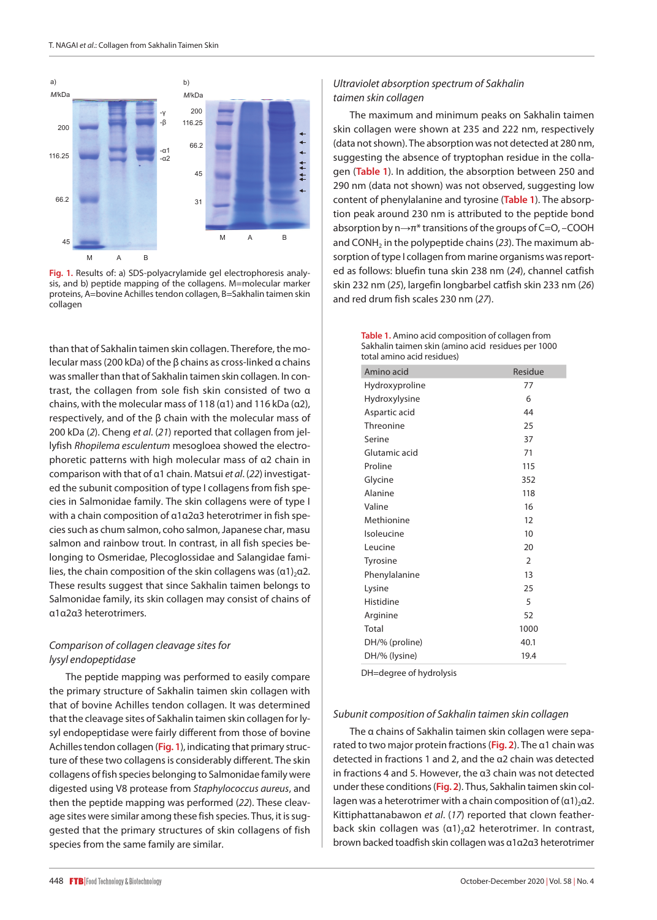Fig. 1. Results of: a) SDS-polyacrylamide gel electrophoresis analysis, and b) peptide mapping of the collagens. M=molecular marker proteins, A=bovine Achilles tendon collagen, B=Sakhalin taimen skin collagen

than that of Sakhalin taimen skin collagen. Therefore, the molecular mass (200 kDa) of the β chains as cross-linked α chains was smaller than that of Sakhalin taimen skin collagen. In contrast, the collagen from sole fish skin consisted of two α chains, with the molecular mass of 118 (α1) and 116 kDa (α2), respectively, and of the β chain with the molecular mass of 200 kDa (*2*). Cheng *et al*. (*21*) reported that collagen from jellyfish *Rhopilema esculentum* mesogloea showed the electrophoretic patterns with high molecular mass of α2 chain in comparison with that of α1 chain. Matsui *et al*. (*22*) investigated the subunit composition of type I collagens from fish species in Salmonidae family. The skin collagens were of type I with a chain composition of α1α2α3 heterotrimer in fish species such as chum salmon, coho salmon, Japanese char, masu salmon and rainbow trout. In contrast, in all fish species belonging to Osmeridae, Plecoglossidae and Salangidae families, the chain composition of the skin collagens was $(\alpha1)_2\alpha2$. These results suggest that since Sakhalin taimen belongs to Salmonidae family, its skin collagen may consist of chains of α1α2α3 heterotrimers.

### *Comparison of collagen cleavage sites for lysyl endopeptidase*

The peptide mapping was performed to easily compare the primary structure of Sakhalin taimen skin collagen with that of bovine Achilles tendon collagen. It was determined that the cleavage sites of Sakhalin taimen skin collagen for lysyl endopeptidase were fairly different from those of bovine Achilles tendon collagen (Fig. 1), indicating that primary structure of these two collagens is considerably different. The skin collagens of fish species belonging to Salmonidae family were digested using V8 protease from *Staphylococcus aureus*, and then the peptide mapping was performed (*22*). These cleavage sites were similar among these fish species. Thus, it is suggested that the primary structures of skin collagens of fish species from the same family are similar.

### *Ultraviolet absorption spectrum of Sakhalin taimen skin collagen*

The maximum and minimum peaks on Sakhalin taimen skin collagen were shown at 235 and 222 nm, respectively (data not shown). The absorption was not detected at 280 nm, suggesting the absence of tryptophan residue in the collagen (Table 1). In addition, the absorption between 250 and 290 nm (data not shown) was not observed, suggesting low content of phenylalanine and tyrosine (Table 1). The absorption peak around 230 nm is attributed to the peptide bond absorption by n→π* transitions of the groups of C=O, –COOH and $CONH_2$ in the polypeptide chains (*23*). The maximum absorption of type I collagen from marine organisms was reported as follows: bluefin tuna skin 238 nm (*24*), channel catfish skin 232 nm (*25*), largefin longbarbel catfish skin 233 nm (*26*) and red drum fish scales 230 nm (*27*).

Table 1. Amino acid composition of collagen from Sakhalin taimen skin (amino acid residues per 1000 total amino acid residues)

| Amino acid | Residue |
|---|---|
| Hydroxyproline | 77 |
| Hydroxylysine | 6 |
| Aspartic acid | 44 |
| Threonine | 25 |
| Serine | 37 |
| Glutamic acid | 71 |
| Proline | 115 |
| Glycine | 352 |
| Alanine | 118 |
| Valine | 16 |
| Methionine | 12 |
| Isoleucine | 10 |
| Leucine | 20 |
| Tyrosine | 2 |
| Phenylalanine | 13 |
| Lysine | 25 |
| Histidine | 5 |
| Arginine | 52 |
| Total | 1000 |
| DH/% (proline) | 40.1 |
| DH/% (lysine) | 19.4 |

DH=degree of hydrolysis

### *Subunit composition of Sakhalin taimen skin collagen*

The α chains of Sakhalin taimen skin collagen were separated to two major protein fractions (Fig. 2). The α1 chain was detected in fractions 1 and 2, and the α2 chain was detected in fractions 4 and 5. However, the α3 chain was not detected under these conditions (Fig. 2). Thus, Sakhalin taimen skin collagen was a heterotrimer with a chain composition of $(\alpha1)_2\alpha2$. Kittiphattanabawon *et al*. (*17*) reported that clown featherback skin collagen was $(\alpha1)_2\alpha2$ heterotrimer. In contrast, brown backed toadfish skin collagen was α1α2α3 heterotrimer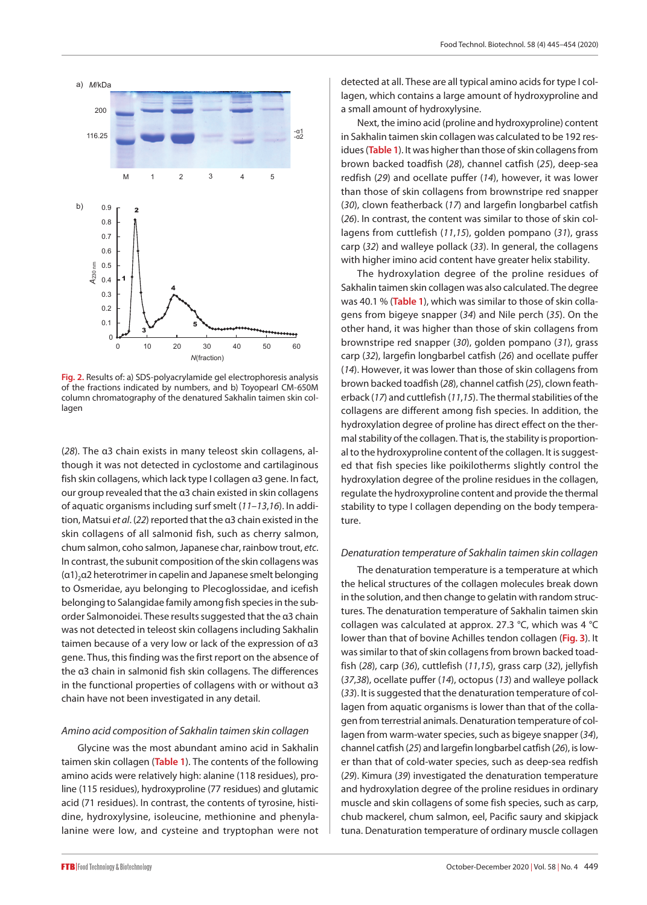Fig. 2. Results of: a) SDS-polyacrylamide gel electrophoresis analysis of the fractions indicated by numbers, and b) Toyopearl CM-650M column chromatography of the denatured Sakhalin taimen skin collagen

(*28*). The α3 chain exists in many teleost skin collagens, although it was not detected in cyclostome and cartilaginous fish skin collagens, which lack type I collagen α3 gene. In fact, our group revealed that the α3 chain existed in skin collagens of aquatic organisms including surf smelt (*11–13*,*16*). In addition, Matsui *et al*. (*22*) reported that the α3 chain existed in the skin collagens of all salmonid fish, such as cherry salmon, chum salmon, coho salmon, Japanese char, rainbow trout, *etc*. In contrast, the subunit composition of the skin collagens was $(\alpha1)_2\alpha2$ heterotrimer in capelin and Japanese smelt belonging to Osmeridae, ayu belonging to Plecoglossidae, and icefish belonging to Salangidae family among fish species in the suborder Salmonoidei. These results suggested that the α3 chain was not detected in teleost skin collagens including Sakhalin taimen because of a very low or lack of the expression of α3 gene. Thus, this finding was the first report on the absence of the α3 chain in salmonid fish skin collagens. The differences in the functional properties of collagens with or without α3 chain have not been investigated in any detail.

### *Amino acid composition of Sakhalin taimen skin collagen*

Glycine was the most abundant amino acid in Sakhalin taimen skin collagen (Table 1). The contents of the following amino acids were relatively high: alanine (118 residues), proline (115 residues), hydroxyproline (77 residues) and glutamic acid (71 residues). In contrast, the contents of tyrosine, histidine, hydroxylysine, isoleucine, methionine and phenylalanine were low, and cysteine and tryptophan were not detected at all. These are all typical amino acids for type I collagen, which contains a large amount of hydroxyproline and a small amount of hydroxylysine.

Next, the imino acid (proline and hydroxyproline) content in Sakhalin taimen skin collagen was calculated to be 192 residues (Table 1). It was higher than those of skin collagens from brown backed toadfish (*28*), channel catfish (*25*), deep-sea redfish (*29*) and ocellate puffer (*14*), however, it was lower than those of skin collagens from brownstripe red snapper (*30*), clown featherback (*17*) and largefin longbarbel catfish (*26*). In contrast, the content was similar to those of skin collagens from cuttlefish (*11*,*15*), golden pompano (*31*), grass carp (*32*) and walleye pollack (*33*). In general, the collagens with higher imino acid content have greater helix stability.

The hydroxylation degree of the proline residues of Sakhalin taimen skin collagen was also calculated. The degree was 40.1 % (Table 1), which was similar to those of skin collagens from bigeye snapper (*34*) and Nile perch (*35*). On the other hand, it was higher than those of skin collagens from brownstripe red snapper (*30*), golden pompano (*31*), grass carp (*32*), largefin longbarbel catfish (*26*) and ocellate puffer (*14*). However, it was lower than those of skin collagens from brown backed toadfish (*28*), channel catfish (*25*), clown featherback (*17*) and cuttlefish (*11*,*15*). The thermal stabilities of the collagens are different among fish species. In addition, the hydroxylation degree of proline has direct effect on the thermal stability of the collagen. That is, the stability is proportional to the hydroxyproline content of the collagen. It is suggested that fish species like poikilotherms slightly control the hydroxylation degree of the proline residues in the collagen, regulate the hydroxyproline content and provide the thermal stability to type I collagen depending on the body temperature.

### *Denaturation temperature of Sakhalin taimen skin collagen*

The denaturation temperature is a temperature at which the helical structures of the collagen molecules break down in the solution, and then change to gelatin with random structures. The denaturation temperature of Sakhalin taimen skin collagen was calculated at approx. 27.3 °C, which was 4 °C lower than that of bovine Achilles tendon collagen (Fig. 3). It was similar to that of skin collagens from brown backed toadfish (*28*), carp (*36*), cuttlefish (*11*,*15*), grass carp (*32*), jellyfish (*37*,*38*), ocellate puffer (*14*), octopus (*13*) and walleye pollack (*33*). It is suggested that the denaturation temperature of collagen from aquatic organisms is lower than that of the collagen from terrestrial animals. Denaturation temperature of collagen from warm-water species, such as bigeye snapper (*34*), channel catfish (*25*) and largefin longbarbel catfish (*26*), is lower than that of cold-water species, such as deep-sea redfish (*29*). Kimura (*39*) investigated the denaturation temperature and hydroxylation degree of the proline residues in ordinary muscle and skin collagens of some fish species, such as carp, chub mackerel, chum salmon, eel, Pacific saury and skipjack tuna. Denaturation temperature of ordinary muscle collagen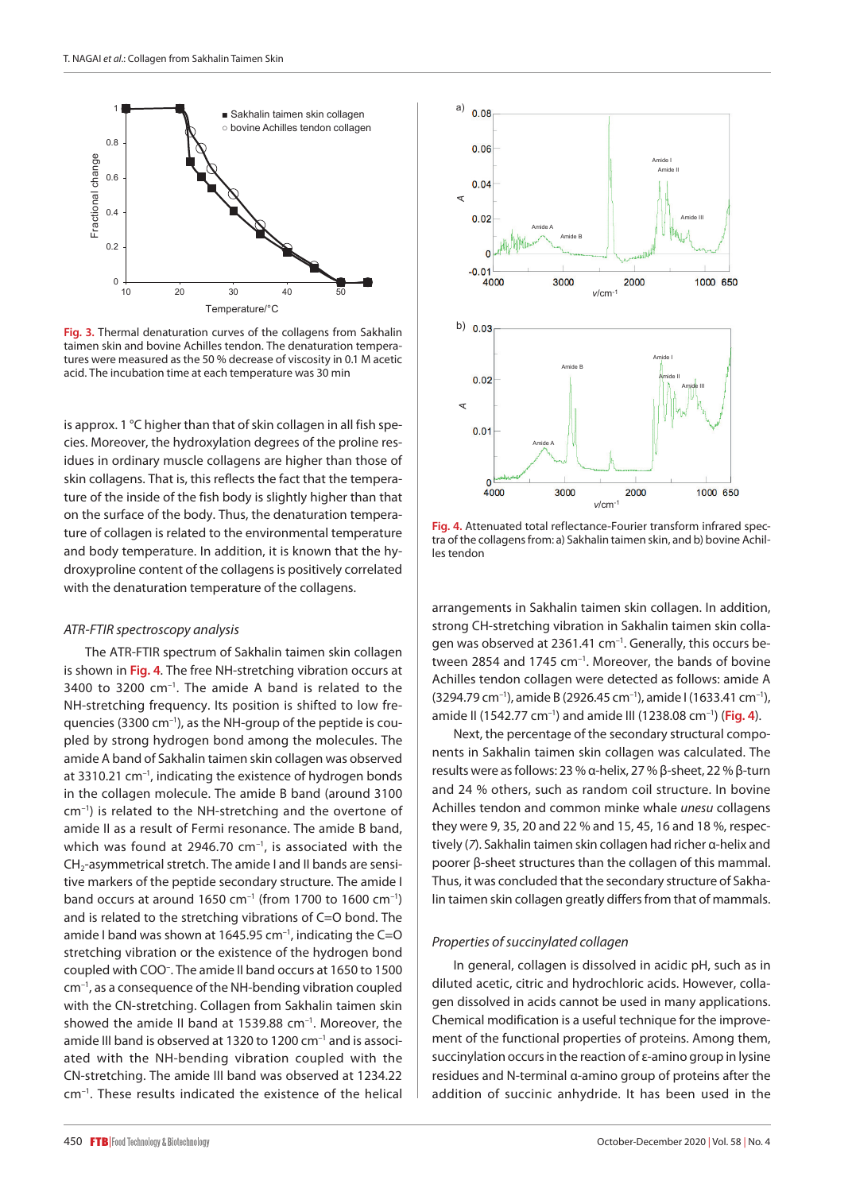Fig. 3. Thermal denaturation curves of the collagens from Sakhalin taimen skin and bovine Achilles tendon. The denaturation temperatures were measured as the 50 % decrease of viscosity in 0.1 M acetic acid. The incubation time at each temperature was 30 min

is approx. 1 °C higher than that of skin collagen in all fish species. Moreover, the hydroxylation degrees of the proline residues in ordinary muscle collagens are higher than those of skin collagens. That is, this reflects the fact that the temperature of the inside of the fish body is slightly higher than that on the surface of the body. Thus, the denaturation temperature of collagen is related to the environmental temperature and body temperature. In addition, it is known that the hydroxyproline content of the collagens is positively correlated with the denaturation temperature of the collagens.

### *ATR-FTIR spectroscopy analysis*

The ATR-FTIR spectrum of Sakhalin taimen skin collagen is shown in Fig. 4. The free NH-stretching vibration occurs at 3400 to 3200 $cm^{-1}$. The amide A band is related to the NH-stretching frequency. Its position is shifted to low frequencies (3300 $cm^{-1}$), as the NH-group of the peptide is coupled by strong hydrogen bond among the molecules. The amide A band of Sakhalin taimen skin collagen was observed at 3310.21 $cm^{-1}$, indicating the existence of hydrogen bonds in the collagen molecule. The amide B band (around 3100 $cm^{-1}$) is related to the NH-stretching and the overtone of amide II as a result of Fermi resonance. The amide B band, which was found at 2946.70 $cm^{-1}$, is associated with the $CH_2$-asymmetrical stretch. The amide I and II bands are sensitive markers of the peptide secondary structure. The amide I band occurs at around 1650 $cm^{-1}$ (from 1700 to 1600 $cm^{-1}$) and is related to the stretching vibrations of C=O bond. The amide I band was shown at 1645.95 $cm^{-1}$, indicating the C=O stretching vibration or the existence of the hydrogen bond coupled with $COO^-$. The amide II band occurs at 1650 to 1500 $cm^{-1}$, as a consequence of the NH-bending vibration coupled with the CN-stretching. Collagen from Sakhalin taimen skin showed the amide II band at 1539.88 $cm^{-1}$. Moreover, the amide III band is observed at 1320 to 1200 $cm^{-1}$ and is associated with the NH-bending vibration coupled with the CN-stretching. The amide III band was observed at 1234.22 $cm^{-1}$. These results indicated the existence of the helical arrangements in Sakhalin taimen skin collagen. In addition, strong CH-stretching vibration in Sakhalin taimen skin collagen was observed at 2361.41 $cm^{-1}$. Generally, this occurs between 2854 and 1745 $cm^{-1}$. Moreover, the bands of bovine Achilles tendon collagen were detected as follows: amide A (3294.79 $cm^{-1}$), amide B (2926.45 $cm^{-1}$), amide I (1633.41 $cm^{-1}$), amide II (1542.77 $cm^{-1}$) and amide III (1238.08 $cm^{-1}$) (Fig. 4).

Fig. 4. Attenuated total reflectance-Fourier transform infrared spectra of the collagens from: a) Sakhalin taimen skin, and b) bovine Achilles tendon

Next, the percentage of the secondary structural components in Sakhalin taimen skin collagen was calculated. The results were as follows: 23 % α-helix, 27 % β-sheet, 22 % β-turn and 24 % others, such as random coil structure. In bovine Achilles tendon and common minke whale *unesu* collagens they were 9, 35, 20 and 22 % and 15, 45, 16 and 18 %, respectively (7). Sakhalin taimen skin collagen had richer α-helix and poorer β-sheet structures than the collagen of this mammal. Thus, it was concluded that the secondary structure of Sakhalin taimen skin collagen greatly differs from that of mammals.

### *Properties of succinylated collagen*

In general, collagen is dissolved in acidic pH, such as in diluted acetic, citric and hydrochloric acids. However, collagen dissolved in acids cannot be used in many applications. Chemical modification is a useful technique for the improvement of the functional properties of proteins. Among them, succinylation occurs in the reaction of ε-amino group in lysine residues and N-terminal α-amino group of proteins after the addition of succinic anhydride. It has been used in the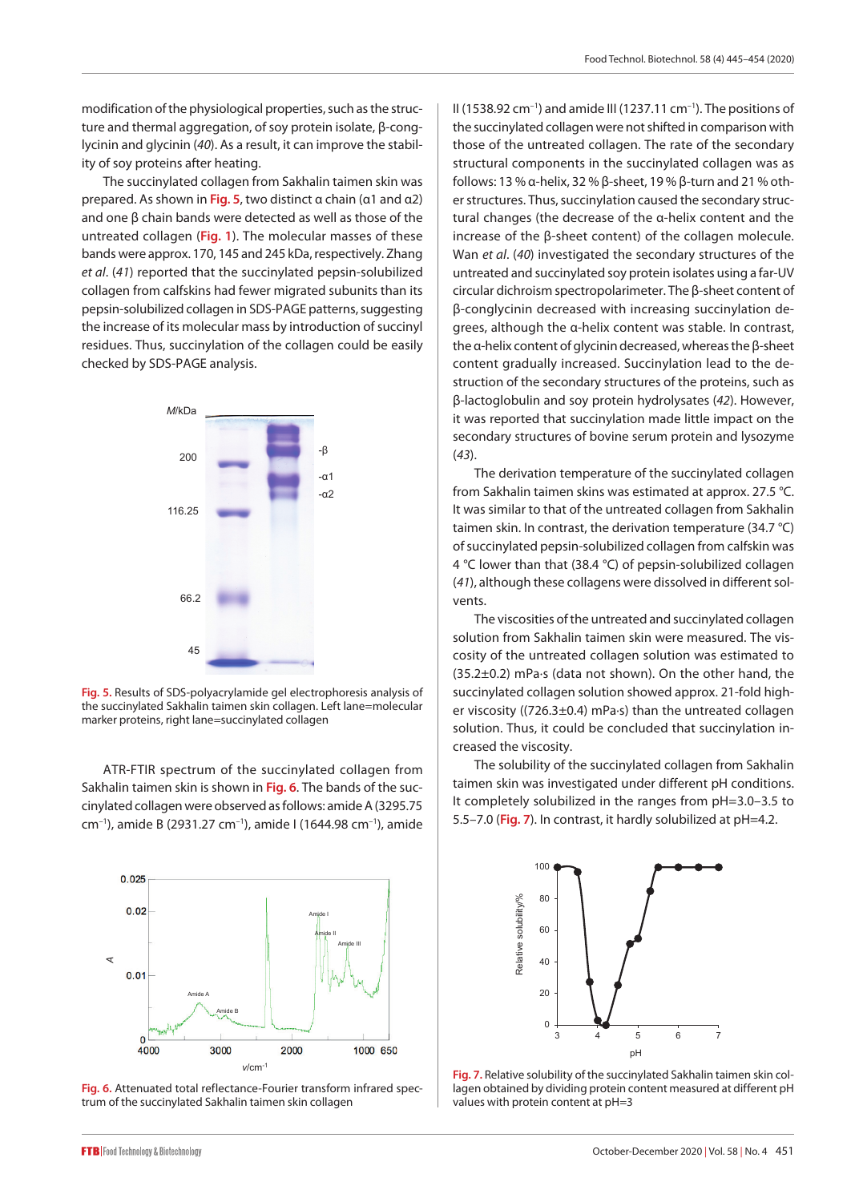modification of the physiological properties, such as the structure and thermal aggregation, of soy protein isolate, β-conglycinin and glycinin (40). As a result, it can improve the stability of soy proteins after heating.

The succinylated collagen from Sakhalin taimen skin was prepared. As shown in Fig. 5, two distinct α chain (α1 and α2) and one β chain bands were detected as well as those of the untreated collagen (Fig. 1). The molecular masses of these bands were approx. 170, 145 and 245 kDa, respectively. Zhang *et al*. (41) reported that the succinylated pepsin-solubilized collagen from calfskins had fewer migrated subunits than its pepsin-solubilized collagen in SDS-PAGE patterns, suggesting the increase of its molecular mass by introduction of succinyl residues. Thus, succinylation of the collagen could be easily checked by SDS-PAGE analysis.

Fig. 5. Results of SDS-polyacrylamide gel electrophoresis analysis of the succinylated Sakhalin taimen skin collagen. Left lane=molecular marker proteins, right lane=succinylated collagen

ATR-FTIR spectrum of the succinylated collagen from Sakhalin taimen skin is shown in Fig. 6. The bands of the succinylated collagen were observed as follows: amide A (3295.75 $cm^{-1}$), amide B (2931.27 $cm^{-1}$), amide I (1644.98 $cm^{-1}$), amide II (1538.92 $cm^{-1}$) and amide III (1237.11 $cm^{-1}$). The positions of the succinylated collagen were not shifted in comparison with those of the untreated collagen. The rate of the secondary structural components in the succinylated collagen was as follows: 13 % α-helix, 32 % β-sheet, 19 % β-turn and 21 % other structures. Thus, succinylation caused the secondary structural changes (the decrease of the α-helix content and the increase of the β-sheet content) of the collagen molecule. Wan *et al*. (40) investigated the secondary structures of the untreated and succinylated soy protein isolates using a far-UV circular dichroism spectropolarimeter. The β-sheet content of β-conglycinin decreased with increasing succinylation degrees, although the α-helix content was stable. In contrast, the α-helix content of glycinin decreased, whereas the β-sheet content gradually increased. Succinylation lead to the destruction of the secondary structures of the proteins, such as β-lactoglobulin and soy protein hydrolysates (42). However, it was reported that succinylation made little impact on the secondary structures of bovine serum protein and lysozyme (43).

Fig. 6. Attenuated total reflectance-Fourier transform infrared spectrum of the succinylated Sakhalin taimen skin collagen

The derivation temperature of the succinylated collagen from Sakhalin taimen skins was estimated at approx. 27.5 °C. It was similar to that of the untreated collagen from Sakhalin taimen skin. In contrast, the derivation temperature (34.7 °C) of succinylated pepsin-solubilized collagen from calfskin was 4 °C lower than that (38.4 °C) of pepsin-solubilized collagen (41), although these collagens were dissolved in different solvents.

The viscosities of the untreated and succinylated collagen solution from Sakhalin taimen skin were measured. The viscosity of the untreated collagen solution was (35.2±0.2) mPa·s (data not shown). On the other hand, the succinylated collagen solution showed approx. 21-fold higher viscosity ((726.3±0.4) mPa·s) than the untreated collagen solution. Thus, it could be concluded that succinylation increased the viscosity.

The solubility of the succinylated collagen from Sakhalin taimen skin was investigated under different pH conditions. It completely solubilized in the ranges from pH=3.0–3.5 to 5.5–7.0 (Fig. 7). In contrast, it hardly solubilized at pH=4.2.

Fig. 7. Relative solubility of the succinylated Sakhalin taimen skin collagen obtained by dividing protein content measured at different pH values with protein content at pH=3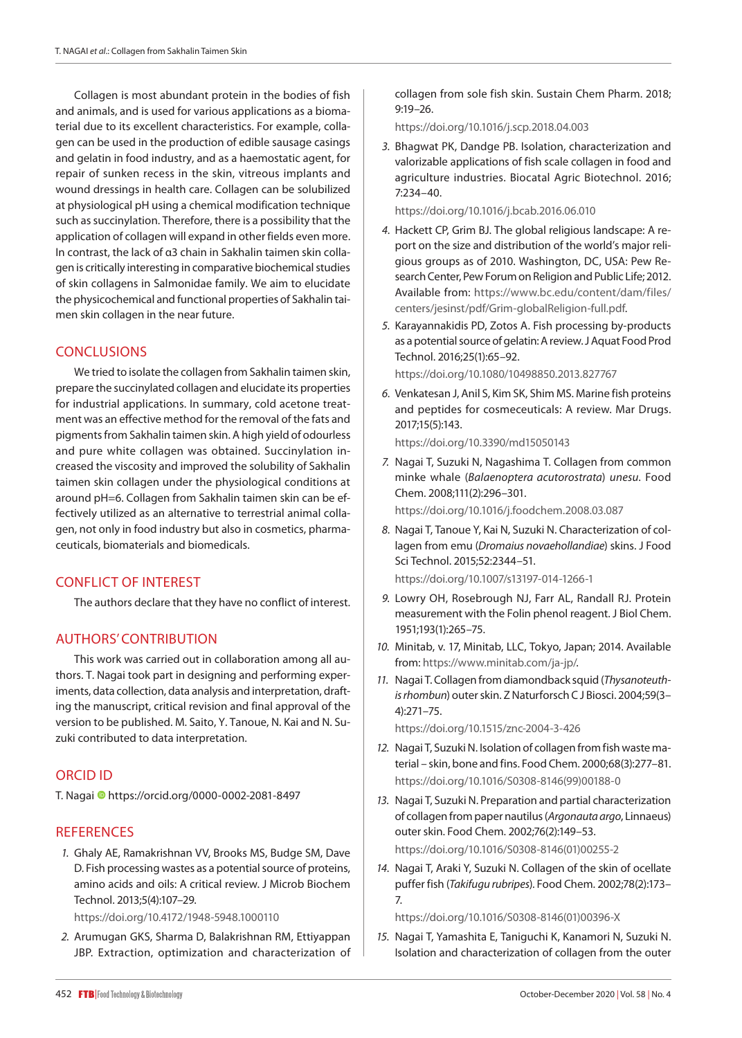Collagen is most abundant protein in the bodies of fish and animals, and is used for various applications as a biomaterial due to its excellent characteristics. For example, collagen can be used in the production of edible sausage casings and gelatin in food industry, and as a haemostatic agent, for repair of sunken recess in the skin, vitreous implants and wound dressings in health care. Collagen can be solubilized at physiological pH using a chemical modification technique such as succinylation. Therefore, there is a possibility that the application of collagen will expand in other fields even more. In contrast, the lack of α3 chain in Sakhalin taimen skin collagen is critically interesting in comparative biochemical studies of skin collagens in Salmonidae family. We aim to elucidate the physicochemical and functional properties of Sakhalin taimen skin collagen in the near future.

## CONCLUSIONS

We tried to isolate the collagen from Sakhalin taimen skin, prepare the succinylated collagen and elucidate its properties for industrial applications. In summary, cold acetone treatment was an effective method for the removal of the fats and pigments from Sakhalin taimen skin. A high yield of odourless and pure white collagen was obtained. Succinylation increased the viscosity and improved the solubility of Sakhalin taimen skin collagen under the physiological conditions at around pH=6. Collagen from Sakhalin taimen skin can be effectively utilized as an alternative to terrestrial animal collagen, not only in food industry but also in cosmetics, pharmaceuticals, biomaterials and biomedicals.

## CONFLICT OF INTEREST

The authors declare that they have no conflict of interest.

## AUTHORS' CONTRIBUTION

This work was carried out in collaboration among all authors. T. Nagai took part in designing and performing experiments, data collection, data analysis and interpretation, drafting the manuscript, critical revision and final approval of the version to be published. M. Saito, Y. Tanoue, N. Kai and N. Suzuki contributed to data interpretation.

## ORCID ID

T. Nagai https://orcid.org/0000-0002-2081-8497

## REFERENCES

1. Ghaly AE, Ramakrishnan VV, Brooks MS, Budge SM, Dave D. Fish processing wastes as a potential source of proteins, amino acids and oils: A critical review. J Microb Biochem Technol. 2013;5(4):107–29.
   https://doi.org/10.4172/1948-5948.1000110
2. Arumugan GKS, Sharma D, Balakrishnan RM, Ettiyappan JBP. Extraction, optimization and characterization of collagen from sole fish skin. Sustain Chem Pharm. 2018; 9:19–26.
   https://doi.org/10.1016/j.scp.2018.04.003
3. Bhagwat PK, Dandge PB. Isolation, characterization and valorizable applications of fish scale collagen in food and agriculture industries. Biocatal Agric Biotechnol. 2016; 7:234–40.
   https://doi.org/10.1016/j.bcab.2016.06.010
4. Hackett CP, Grim BJ. The global religious landscape: A report on the size and distribution of the world's major religious groups as of 2010. Washington, DC, USA: Pew Research Center, Pew Forum on Religion and Public Life; 2012. Available from: https://www.bc.edu/content/dam/files/centers/jesinst/pdf/Grim-globalReligion-full.pdf.
5. Karayannakidis PD, Zotos A. Fish processing by-products as a potential source of gelatin: A review. J Aquat Food Prod Technol. 2016;25(1):65–92.
   https://doi.org/10.1080/10498850.2013.827767
6. Venkatesan J, Anil S, Kim SK, Shim MS. Marine fish proteins and peptides for cosmeceuticals: A review. Mar Drugs. 2017;15(5):143.
   https://doi.org/10.3390/md15050143
7. Nagai T, Suzuki N, Nagashima T. Collagen from common minke whale (*Balaenoptera acutorostrata*) *unesu*. Food Chem. 2008;111(2):296–301.
   https://doi.org/10.1016/j.foodchem.2008.03.087
8. Nagai T, Tanoue Y, Kai N, Suzuki N. Characterization of collagen from emu (*Dromaius novaehollandiae*) skins. J Food Sci Technol. 2015;52:2344–51.
   https://doi.org/10.1007/s13197-014-1266-1
9. Lowry OH, Rosebrough NJ, Farr AL, Randall RJ. Protein measurement with the Folin phenol reagent. J Biol Chem. 1951;193(1):265–75.
10. Minitab, v. 17, Minitab, LLC, Tokyo, Japan; 2014. Available from: https://www.minitab.com/ja-jp/.
11. Nagai T. Collagen from diamondback squid (*Thysanoteuthis rhombun*) outer skin. Z Naturforsch C J Biosci. 2004;59(3–4):271–75.
    https://doi.org/10.1515/znc-2004-3-426
12. Nagai T, Suzuki N. Isolation of collagen from fish waste material – skin, bone and fins. Food Chem. 2000;68(3):277–81.
    https://doi.org/10.1016/S0308-8146(99)00188-0
13. Nagai T, Suzuki N. Preparation and partial characterization of collagen from paper nautilus (*Argonauta argo*, Linnaeus) outer skin. Food Chem. 2002;76(2):149–53.
    https://doi.org/10.1016/S0308-8146(01)00255-2
14. Nagai T, Araki Y, Suzuki N. Collagen of the skin of ocellate puffer fish (*Takifugu rubripes*). Food Chem. 2002;78(2):173–7.
    https://doi.org/10.1016/S0308-8146(01)00396-X
15. Nagai T, Yamashita E, Taniguchi K, Kanamori N, Suzuki N. Isolation and characterization of collagen from the outer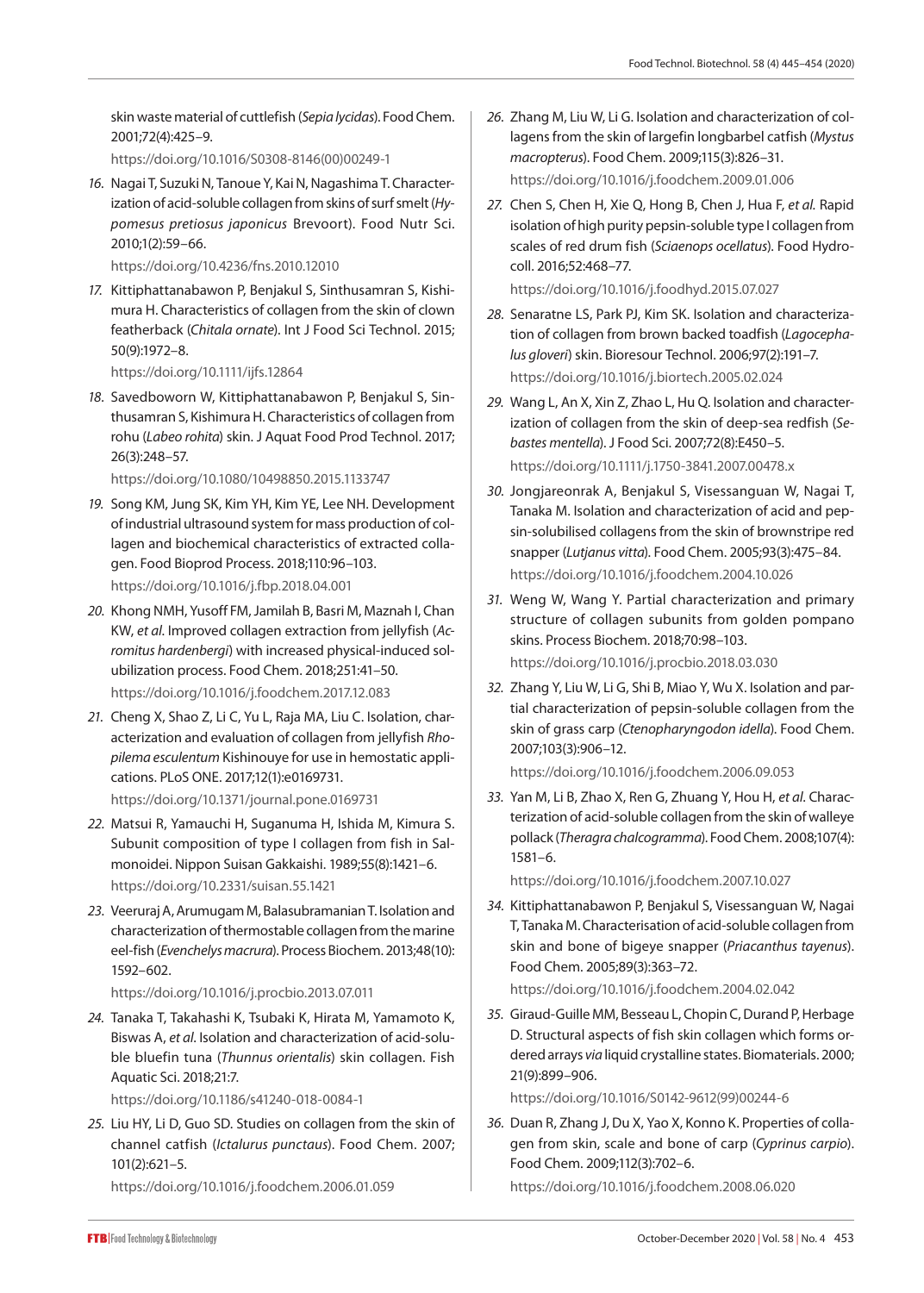skin waste material of cuttlefish (*Sepia lycidas*). Food Chem. 2001;72(4):425–9.
https://doi.org/10.1016/S0308-8146(00)00249-1

16. Nagai T, Suzuki N, Tanoue Y, Kai N, Nagashima T. Characterization of acid-soluble collagen from skins of surf smelt (*Hypomesus pretiosus japonicus* Brevoort). Food Nutr Sci. 2010;1(2):59–66.
https://doi.org/10.4236/fns.2010.12010

17. Kittiphattanabawon P, Benjakul S, Sinthusamran S, Kishimura H. Characteristics of collagen from the skin of clown featherback (*Chitala ornate*). Int J Food Sci Technol. 2015; 50(9):1972–8.
https://doi.org/10.1111/ijfs.12864

18. Savedboworn W, Kittiphattanabawon P, Benjakul S, Sinthusamran S, Kishimura H. Characteristics of collagen from rohu (*Labeo rohita*) skin. J Aquat Food Prod Technol. 2017; 26(3):248–57.
https://doi.org/10.1080/10498850.2015.1133747

19. Song KM, Jung SK, Kim YH, Kim YE, Lee NH. Development of industrial ultrasound system for mass production of collagen and biochemical characteristics of extracted collagen. Food Bioprod Process. 2018;110:96–103.
https://doi.org/10.1016/j.fbp.2018.04.001

20. Khong NMH, Yusoff FM, Jamilah B, Basri M, Maznah I, Chan KW, *et al.* Improved collagen extraction from jellyfish (*Acromitus hardenbergi*) with increased physical-induced solubilization process. Food Chem. 2018;251:41–50.
https://doi.org/10.1016/j.foodchem.2017.12.083

21. Cheng X, Shao Z, Li C, Yu L, Raja MA, Liu C. Isolation, characterization and evaluation of collagen from jellyfish *Rhopilema esculentum* Kishinouye for use in hemostatic applications. PLoS ONE. 2017;12(1):e0169731.
https://doi.org/10.1371/journal.pone.0169731

22. Matsui R, Yamauchi H, Suganuma H, Ishida M, Kimura S. Subunit composition of type I collagen from fish in Salmonoidei. Nippon Suisan Gakkaishi. 1989;55(8):1421–6.
https://doi.org/10.2331/suisan.55.1421

23. Veeruraj A, Arumugam M, Balasubramanian T. Isolation and characterization of thermostable collagen from the marine eel-fish (*Evenchelys macrura*). Process Biochem. 2013;48(10): 1592–602.
https://doi.org/10.1016/j.procbio.2013.07.011

24. Tanaka T, Takahashi K, Tsubaki K, Hirata M, Yamamoto K, Biswas A, *et al*. Isolation and characterization of acid-soluble bluefin tuna (*Thunnus orientalis*) skin collagen. Fish Aquatic Sci. 2018;21:7.
https://doi.org/10.1186/s41240-018-0084-1

25. Liu HY, Li D, Guo SD. Studies on collagen from the skin of channel catfish (*Ictalurus punctaus*). Food Chem. 2007; 101(2):621–5.
https://doi.org/10.1016/j.foodchem.2006.01.059

26. Zhang M, Liu W, Li G. Isolation and characterization of collagens from the skin of largefin longbarbel catfish (*Mystus macropterus*). Food Chem. 2009;115(3):826–31.
https://doi.org/10.1016/j.foodchem.2009.01.006

27. Chen S, Chen H, Xie Q, Hong B, Chen J, Hua F, *et al.* Rapid isolation of high purity pepsin-soluble type I collagen from scales of red drum fish (*Sciaenops ocellatus*). Food Hydrocoll. 2016;52:468–77.
https://doi.org/10.1016/j.foodhyd.2015.07.027

28. Senaratne LS, Park PJ, Kim SK. Isolation and characterization of collagen from brown backed toadfish (*Lagocephalus gloveri*) skin. Bioresour Technol. 2006;97(2):191–7.
https://doi.org/10.1016/j.biortech.2005.02.024

29. Wang L, An X, Xin Z, Zhao L, Hu Q. Isolation and characterization of collagen from the skin of deep-sea redfish (*Sebastes mentella*). J Food Sci. 2007;72(8):E450–5.
https://doi.org/10.1111/j.1750-3841.2007.00478.x

30. Jongjareonrak A, Benjakul S, Visessanguan W, Nagai T, Tanaka M. Isolation and characterization of acid and pepsin-solubilised collagens from the skin of brownstripe red snapper (*Lutjanus vitta*). Food Chem. 2005;93(3):475–84.
https://doi.org/10.1016/j.foodchem.2004.10.026

31. Weng W, Wang Y. Partial characterization and primary structure of collagen subunits from golden pompano skins. Process Biochem. 2018;70:98–103.
https://doi.org/10.1016/j.procbio.2018.03.030

32. Zhang Y, Liu W, Li G, Shi B, Miao Y, Wu X. Isolation and partial characterization of pepsin-soluble collagen from the skin of grass carp (*Ctenopharyngodon idella*). Food Chem. 2007;103(3):906–12.
https://doi.org/10.1016/j.foodchem.2006.09.053

33. Yan M, Li B, Zhao X, Ren G, Zhuang Y, Hou H, *et al*. Characterization of acid-soluble collagen from the skin of walleye pollack (*Theragra chalcogramma*). Food Chem. 2008;107(4): 1581–6.
https://doi.org/10.1016/j.foodchem.2007.10.027

34. Kittiphattanabawon P, Benjakul S, Visessanguan W, Nagai T, Tanaka M. Characterisation of acid-soluble collagen from skin and bone of bigeye snapper (*Priacanthus tayenus*). Food Chem. 2005;89(3):363–72.
https://doi.org/10.1016/j.foodchem.2004.02.042

35. Giraud-Guille MM, Besseau L, Chopin C, Durand P, Herbage D. Structural aspects of fish skin collagen which forms ordered arrays *via* liquid crystalline states. Biomaterials. 2000; 21(9):899–906.
https://doi.org/10.1016/S0142-9612(99)00244-6

36. Duan R, Zhang J, Du X, Yao X, Konno K. Properties of collagen from skin, scale and bone of carp (*Cyprinus carpio*). Food Chem. 2009;112(3):702–6.
https://doi.org/10.1016/j.foodchem.2008.06.020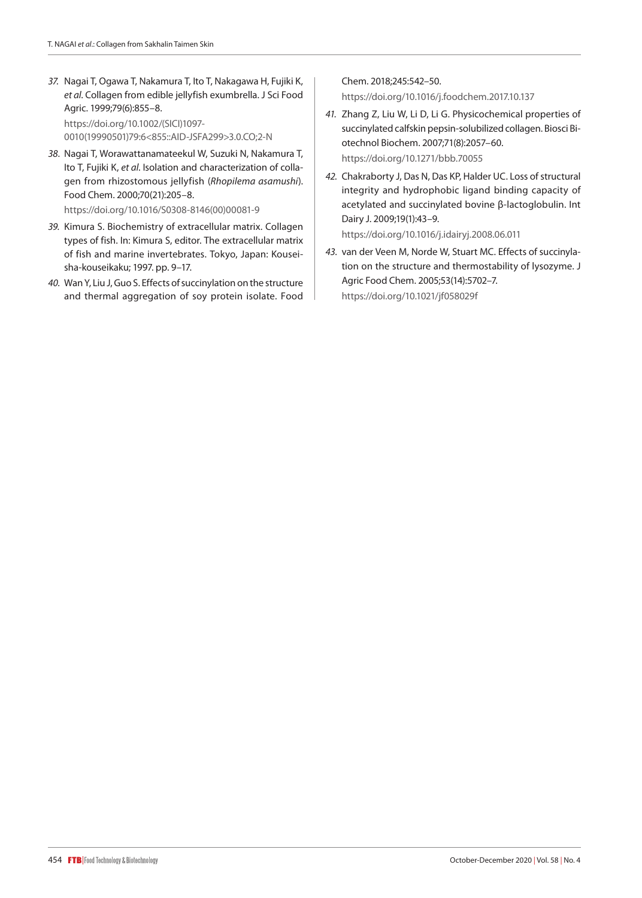37. Nagai T, Ogawa T, Nakamura T, Ito T, Nakagawa H, Fujiki K, *et al*. Collagen from edible jellyfish exumbrella. J Sci Food Agric. 1999;79(6):855–8.
https://doi.org/10.1002/(SICI)1097-0010(19990501)79:6<855::AID-JSFA299>3.0.CO;2-N

38. Nagai T, Worawattanamateekul W, Suzuki N, Nakamura T, Ito T, Fujiki K, *et al*. Isolation and characterization of collagen from rhizostomous jellyfish (*Rhopilema asamushi*). Food Chem. 2000;70(21):205–8.
https://doi.org/10.1016/S0308-8146(00)00081-9

39. Kimura S. Biochemistry of extracellular matrix. Collagen types of fish. In: Kimura S, editor. The extracellular matrix of fish and marine invertebrates. Tokyo, Japan: Kouseisha-kouseikaku; 1997. pp. 9–17.

40. Wan Y, Liu J, Guo S. Effects of succinylation on the structure and thermal aggregation of soy protein isolate. Food Chem. 2018;245:542–50.
https://doi.org/10.1016/j.foodchem.2017.10.137

41. Zhang Z, Liu W, Li D, Li G. Physicochemical properties of succinylated calfskin pepsin-solubilized collagen. Biosci Biotechnol Biochem. 2007;71(8):2057–60.
https://doi.org/10.1271/bbb.70055

42. Chakraborty J, Das N, Das KP, Halder UC. Loss of structural integrity and hydrophobic ligand binding capacity of acetylated and succinylated bovine β-lactoglobulin. Int Dairy J. 2009;19(1):43–9.
https://doi.org/10.1016/j.idairyj.2008.06.011

43. van der Veen M, Norde W, Stuart MC. Effects of succinylation on the structure and thermostability of lysozyme. J Agric Food Chem. 2005;53(14):5702–7.
https://doi.org/10.1021/jf058029f